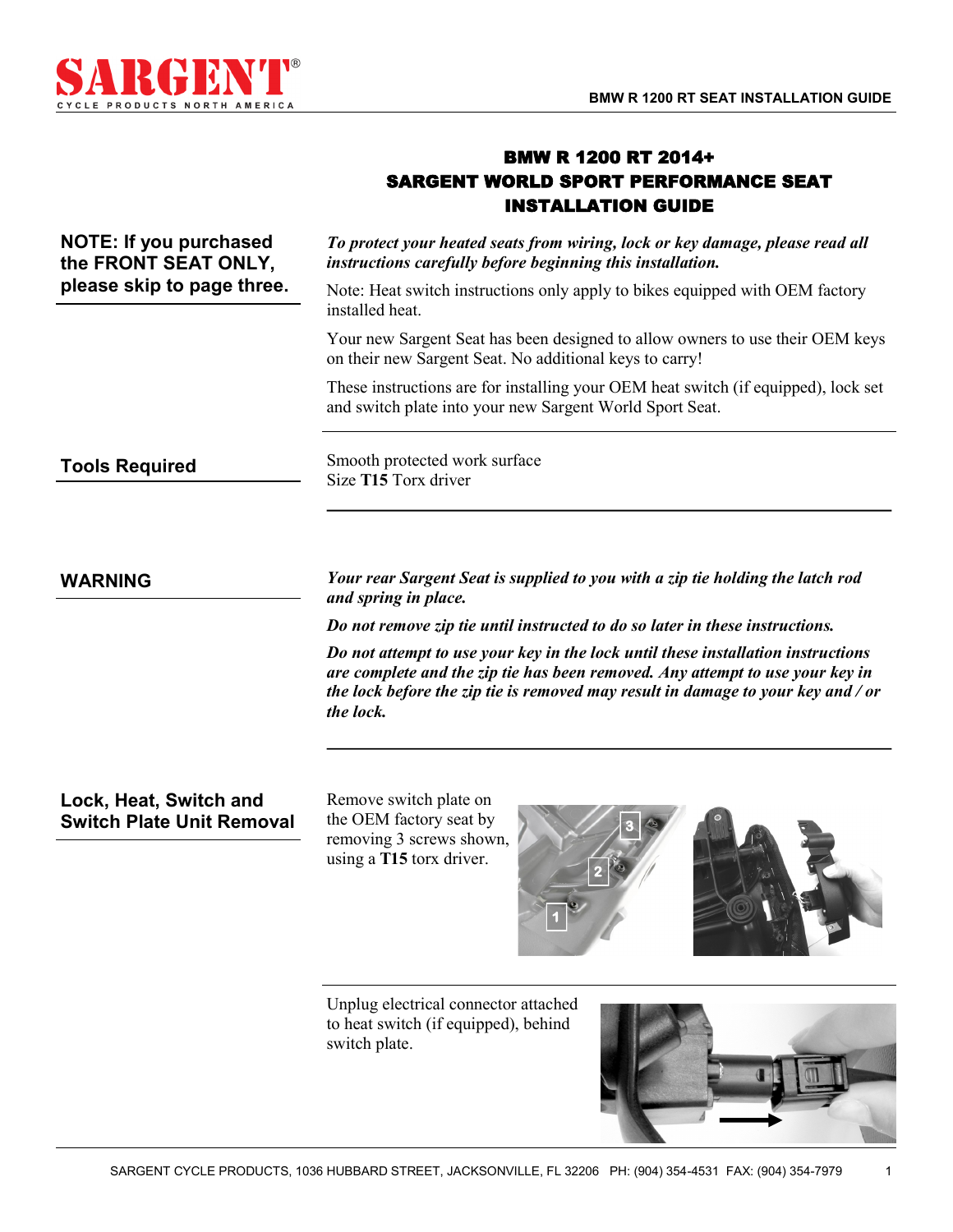# BMW R 1200 RT 2014+
# SARGENT WORLD SPORT PERFORMANCE SEAT
# INSTALLATION GUIDE

**NOTE: If you purchased the FRONT SEAT ONLY, please skip to page three.**

***To protect your heated seats from wiring, lock or key damage, please read all instructions carefully before beginning this installation.***

Note: Heat switch instructions only apply to bikes equipped with OEM factory installed heat.

Your new Sargent Seat has been designed to allow owners to use their OEM keys on their new Sargent Seat. No additional keys to carry!

These instructions are for installing your OEM heat switch (if equipped), lock set and switch plate into your new Sargent World Sport Seat.

## Tools Required

Smooth protected work surface
Size **T15** Torx driver

## WARNING

***Your rear Sargent Seat is supplied to you with a zip tie holding the latch rod and spring in place.***

***Do not remove zip tie until instructed to do so later in these instructions.***

***Do not attempt to use your key in the lock until these installation instructions are complete and the zip tie has been removed. Any attempt to use your key in the lock before the zip tie is removed may result in damage to your key and / or the lock.***

## Lock, Heat, Switch and Switch Plate Unit Removal

Remove switch plate on the OEM factory seat by removing 3 screws shown, using a **T15** torx driver.

Unplug electrical connector attached to heat switch (if equipped), behind switch plate.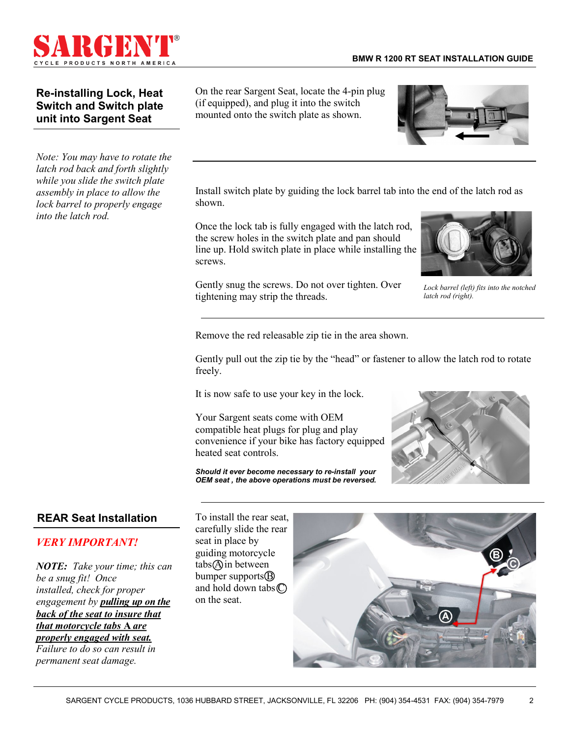## Re-installing Lock, Heat Switch and Switch plate unit into Sargent Seat

*Note: You may have to rotate the latch rod back and forth slightly while you slide the switch plate assembly in place to allow the lock barrel to properly engage into the latch rod.*

On the rear Sargent Seat, locate the 4-pin plug (if equipped), and plug it into the switch mounted onto the switch plate as shown.

Install switch plate by guiding the lock barrel tab into the end of the latch rod as shown.

Once the lock tab is fully engaged with the latch rod, the screw holes in the switch plate and pan should line up. Hold switch plate in place while installing the screws.

Gently snug the screws. Do not over tighten. Over tightening may strip the threads.

*Lock barrel (left) fits into the notched latch rod (right).*

Remove the red releasable zip tie in the area shown.

Gently pull out the zip tie by the "head" or fastener to allow the latch rod to rotate freely.

It is now safe to use your key in the lock.

Your Sargent seats come with OEM compatible heat plugs for plug and play convenience if your bike has factory equipped heated seat controls.

***Should it ever become necessary to re-install your OEM seat , the above operations must be reversed.***

## REAR Seat Installation

***VERY IMPORTANT!***

***NOTE:*** *Take your time; this can be a snug fit! Once installed, check for proper engagement by* ***pulling up on the back of the seat to insure that that motorcycle tabs A are properly engaged with seat.*** *Failure to do so can result in permanent seat damage.*

To install the rear seat, carefully slide the rear seat in place by guiding motorcycle tabs Ⓐ in between bumper supports Ⓑ and hold down tabs Ⓒ on the seat.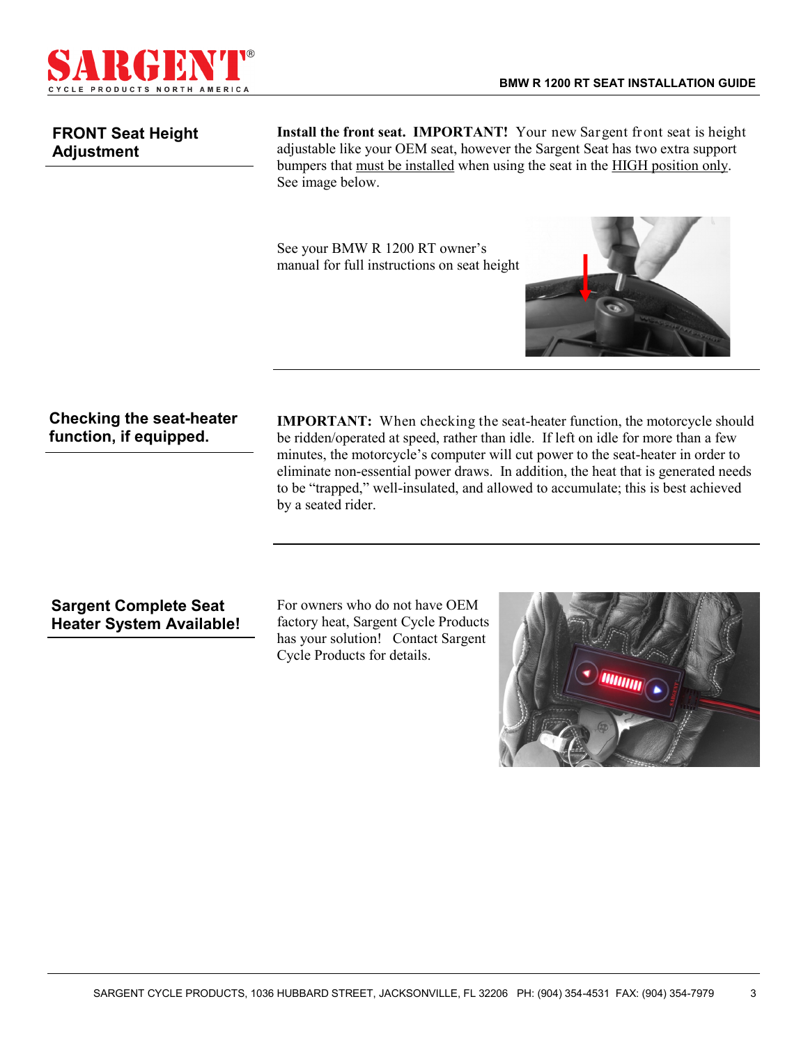## FRONT Seat Height Adjustment

**Install the front seat. IMPORTANT!** Your new Sargent front seat is height adjustable like your OEM seat, however the Sargent Seat has two extra support bumpers that must be installed when using the seat in the HIGH position only. See image below.

See your BMW R 1200 RT owner's manual for full instructions on seat height

## Checking the seat-heater function, if equipped.

**IMPORTANT:** When checking the seat-heater function, the motorcycle should be ridden/operated at speed, rather than idle. If left on idle for more than a few minutes, the motorcycle's computer will cut power to the seat-heater in order to eliminate non-essential power draws. In addition, the heat that is generated needs to be "trapped," well-insulated, and allowed to accumulate; this is best achieved by a seated rider.

## Sargent Complete Seat Heater System Available!

For owners who do not have OEM factory heat, Sargent Cycle Products has your solution! Contact Sargent Cycle Products for details.

SARGENT CYCLE PRODUCTS, 1036 HUBBARD STREET, JACKSONVILLE, FL 32206 PH: (904) 354-4531 FAX: (904) 354-7979